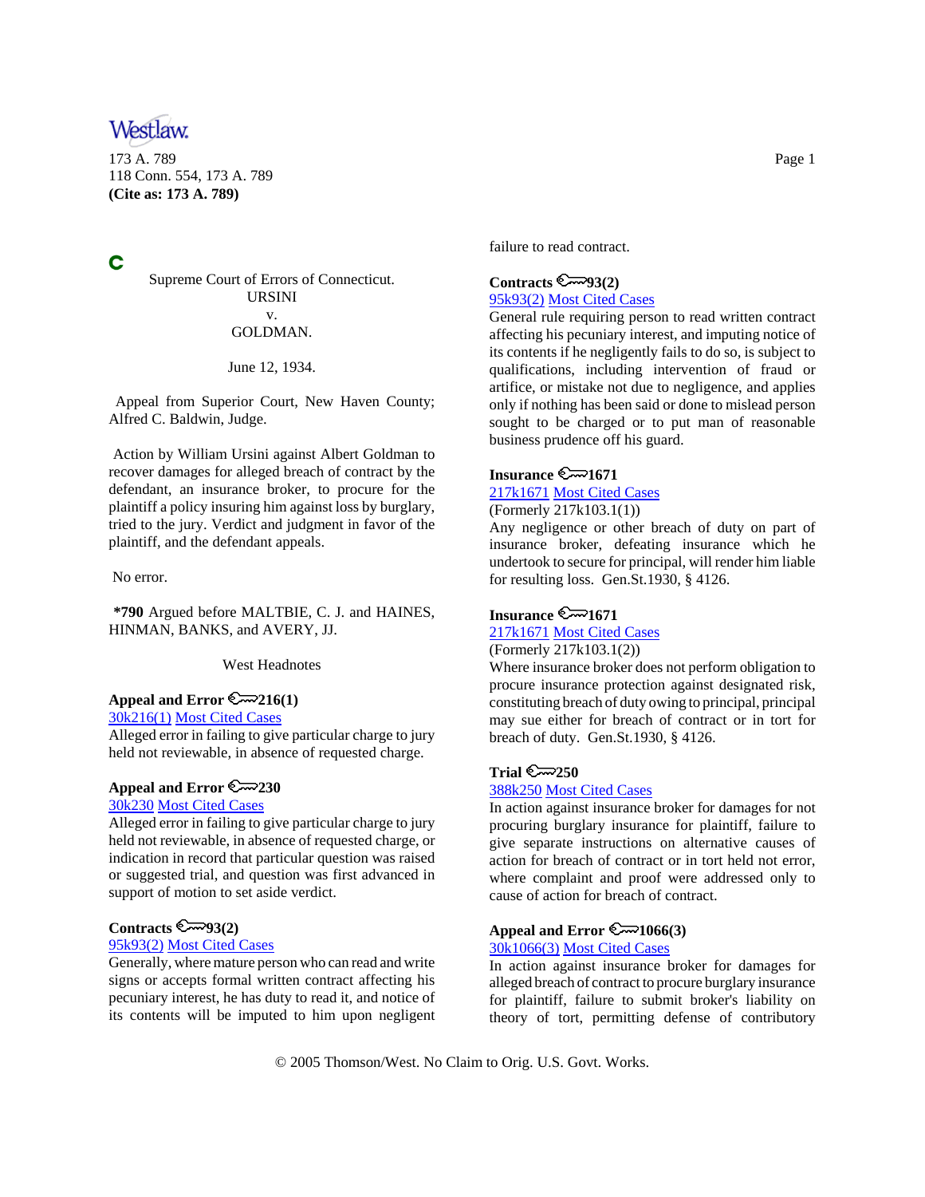173 A. 789
118 Conn. 554, 173 A. 789
**(Cite as: 173 A. 789)**

Supreme Court of Errors of Connecticut.
URSINI
v.
GOLDMAN.

June 12, 1934.

Appeal from Superior Court, New Haven County; Alfred C. Baldwin, Judge.

Action by William Ursini against Albert Goldman to recover damages for alleged breach of contract by the defendant, an insurance broker, to procure for the plaintiff a policy insuring him against loss by burglary, tried to the jury. Verdict and judgment in favor of the plaintiff, and the defendant appeals.

No error.

**\*790** Argued before MALTBIE, C. J. and HAINES, HINMAN, BANKS, and AVERY, JJ.

West Headnotes

**Appeal and Error 216(1)**
30k216(1) Most Cited Cases
Alleged error in failing to give particular charge to jury held not reviewable, in absence of requested charge.

**Appeal and Error 230**
30k230 Most Cited Cases
Alleged error in failing to give particular charge to jury held not reviewable, in absence of requested charge, or indication in record that particular question was raised or suggested trial, and question was first advanced in support of motion to set aside verdict.

**Contracts 93(2)**
95k93(2) Most Cited Cases
Generally, where mature person who can read and write signs or accepts formal written contract affecting his pecuniary interest, he has duty to read it, and notice of its contents will be imputed to him upon negligent failure to read contract.

**Contracts 93(2)**
95k93(2) Most Cited Cases
General rule requiring person to read written contract affecting his pecuniary interest, and imputing notice of its contents if he negligently fails to do so, is subject to qualifications, including intervention of fraud or artifice, or mistake not due to negligence, and applies only if nothing has been said or done to mislead person sought to be charged or to put man of reasonable business prudence off his guard.

**Insurance 1671**
217k1671 Most Cited Cases
(Formerly 217k103.1(1))
Any negligence or other breach of duty on part of insurance broker, defeating insurance which he undertook to secure for principal, will render him liable for resulting loss. Gen.St.1930, § 4126.

**Insurance 1671**
217k1671 Most Cited Cases
(Formerly 217k103.1(2))
Where insurance broker does not perform obligation to procure insurance protection against designated risk, constituting breach of duty owing to principal, principal may sue either for breach of contract or in tort for breach of duty. Gen.St.1930, § 4126.

**Trial 250**
388k250 Most Cited Cases
In action against insurance broker for damages for not procuring burglary insurance for plaintiff, failure to give separate instructions on alternative causes of action for breach of contract or in tort held not error, where complaint and proof were addressed only to cause of action for breach of contract.

**Appeal and Error 1066(3)**
30k1066(3) Most Cited Cases
In action against insurance broker for damages for alleged breach of contract to procure burglary insurance for plaintiff, failure to submit broker's liability on theory of tort, permitting defense of contributory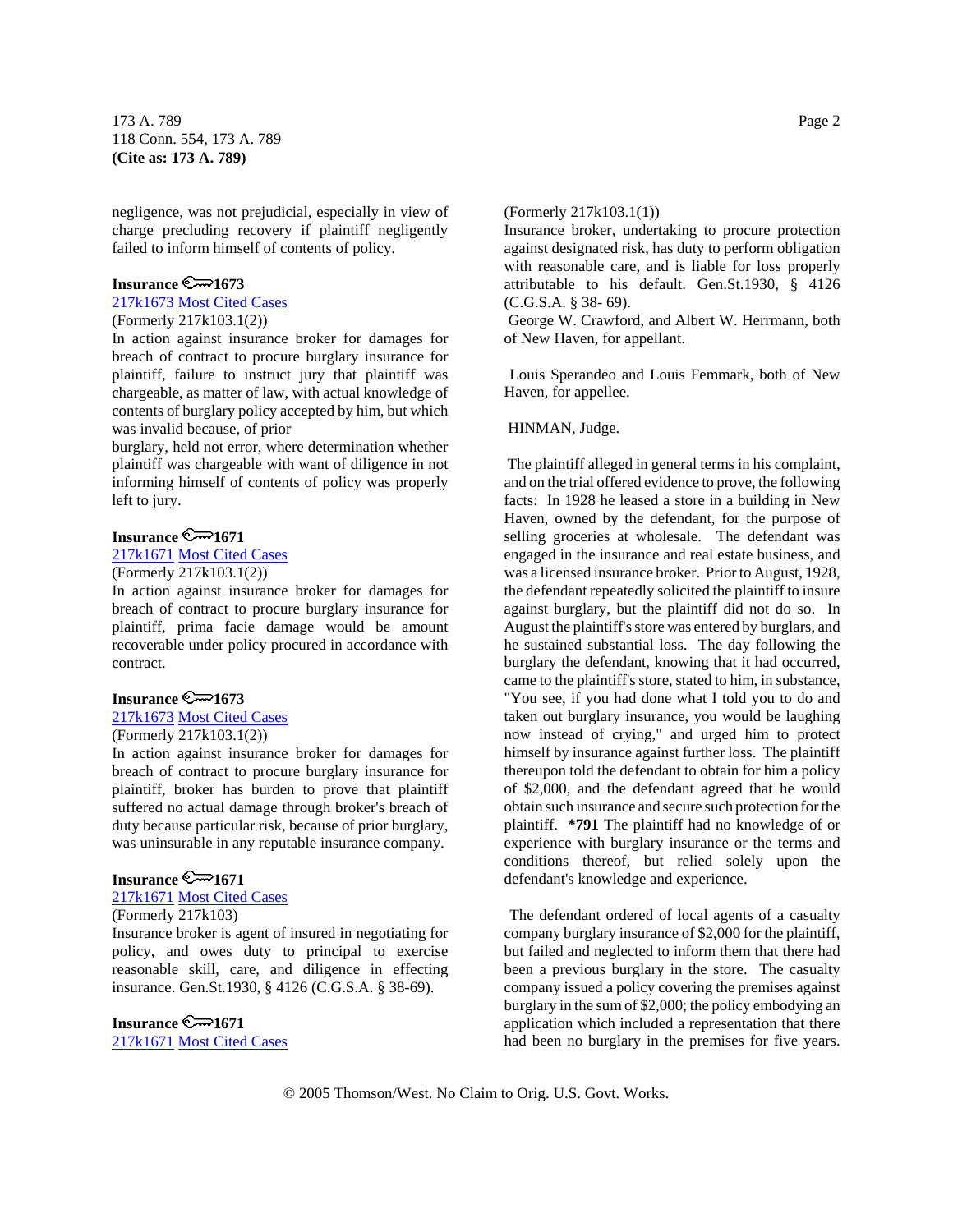negligence, was not prejudicial, especially in view of charge precluding recovery if plaintiff negligently failed to inform himself of contents of policy.

**Insurance 🔑1673**

217k1673 Most Cited Cases

(Formerly 217k103.1(2))

In action against insurance broker for damages for breach of contract to procure burglary insurance for plaintiff, failure to instruct jury that plaintiff was chargeable, as matter of law, with actual knowledge of contents of burglary policy accepted by him, but which was invalid because, of prior burglary, held not error, where determination whether plaintiff was chargeable with want of diligence in not informing himself of contents of policy was properly left to jury.

**Insurance 🔑1671**

217k1671 Most Cited Cases

(Formerly 217k103.1(2))

In action against insurance broker for damages for breach of contract to procure burglary insurance for plaintiff, prima facie damage would be amount recoverable under policy procured in accordance with contract.

**Insurance 🔑1673**

217k1673 Most Cited Cases

(Formerly 217k103.1(2))

In action against insurance broker for damages for breach of contract to procure burglary insurance for plaintiff, broker has burden to prove that plaintiff suffered no actual damage through broker's breach of duty because particular risk, because of prior burglary, was uninsurable in any reputable insurance company.

**Insurance 🔑1671**

217k1671 Most Cited Cases

(Formerly 217k103)

Insurance broker is agent of insured in negotiating for policy, and owes duty to principal to exercise reasonable skill, care, and diligence in effecting insurance. Gen.St.1930, § 4126 (C.G.S.A. § 38-69).

**Insurance 🔑1671**

217k1671 Most Cited Cases

(Formerly 217k103.1(1))

Insurance broker, undertaking to procure protection against designated risk, has duty to perform obligation with reasonable care, and is liable for loss properly attributable to his default. Gen.St.1930, § 4126 (C.G.S.A. § 38- 69).

George W. Crawford, and Albert W. Herrmann, both of New Haven, for appellant.

Louis Sperandeo and Louis Femmark, both of New Haven, for appellee.

HINMAN, Judge.

The plaintiff alleged in general terms in his complaint, and on the trial offered evidence to prove, the following facts: In 1928 he leased a store in a building in New Haven, owned by the defendant, for the purpose of selling groceries at wholesale. The defendant was engaged in the insurance and real estate business, and was a licensed insurance broker. Prior to August, 1928, the defendant repeatedly solicited the plaintiff to insure against burglary, but the plaintiff did not do so. In August the plaintiff's store was entered by burglars, and he sustained substantial loss. The day following the burglary the defendant, knowing that it had occurred, came to the plaintiff's store, stated to him, in substance, "You see, if you had done what I told you to do and taken out burglary insurance, you would be laughing now instead of crying," and urged him to protect himself by insurance against further loss. The plaintiff thereupon told the defendant to obtain for him a policy of $2,000, and the defendant agreed that he would obtain such insurance and secure such protection for the plaintiff. **\*791** The plaintiff had no knowledge of or experience with burglary insurance or the terms and conditions thereof, but relied solely upon the defendant's knowledge and experience.

The defendant ordered of local agents of a casualty company burglary insurance of $2,000 for the plaintiff, but failed and neglected to inform them that there had been a previous burglary in the store. The casualty company issued a policy covering the premises against burglary in the sum of $2,000; the policy embodying an application which included a representation that there had been no burglary in the premises for five years.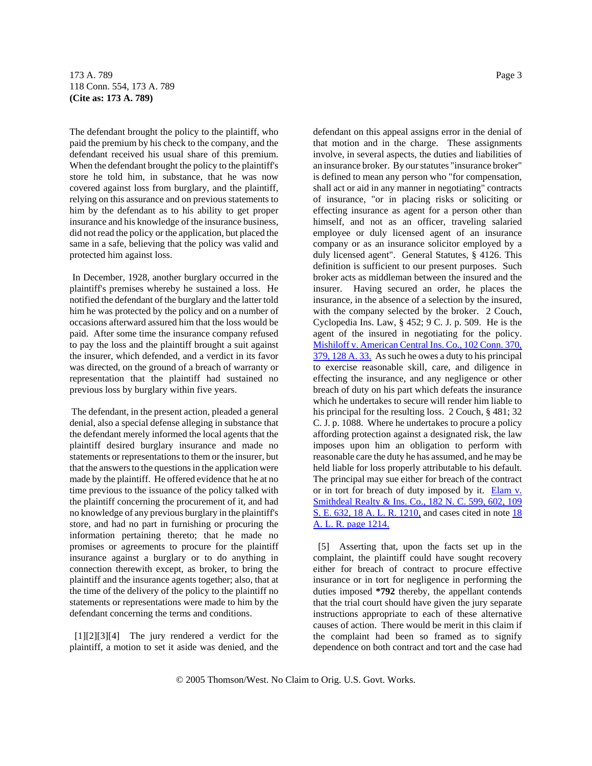The defendant brought the policy to the plaintiff, who paid the premium by his check to the company, and the defendant received his usual share of this premium. When the defendant brought the policy to the plaintiff's store he told him, in substance, that he was now covered against loss from burglary, and the plaintiff, relying on this assurance and on previous statements to him by the defendant as to his ability to get proper insurance and his knowledge of the insurance business, did not read the policy or the application, but placed the same in a safe, believing that the policy was valid and protected him against loss.

In December, 1928, another burglary occurred in the plaintiff's premises whereby he sustained a loss. He notified the defendant of the burglary and the latter told him he was protected by the policy and on a number of occasions afterward assured him that the loss would be paid. After some time the insurance company refused to pay the loss and the plaintiff brought a suit against the insurer, which defended, and a verdict in its favor was directed, on the ground of a breach of warranty or representation that the plaintiff had sustained no previous loss by burglary within five years.

The defendant, in the present action, pleaded a general denial, also a special defense alleging in substance that the defendant merely informed the local agents that the plaintiff desired burglary insurance and made no statements or representations to them or the insurer, but that the answers to the questions in the application were made by the plaintiff. He offered evidence that he at no time previous to the issuance of the policy talked with the plaintiff concerning the procurement of it, and had no knowledge of any previous burglary in the plaintiff's store, and had no part in furnishing or procuring the information pertaining thereto; that he made no promises or agreements to procure for the plaintiff insurance against a burglary or to do anything in connection therewith except, as broker, to bring the plaintiff and the insurance agents together; also, that at the time of the delivery of the policy to the plaintiff no statements or representations were made to him by the defendant concerning the terms and conditions.

[1][2][3][4] The jury rendered a verdict for the plaintiff, a motion to set it aside was denied, and the defendant on this appeal assigns error in the denial of that motion and in the charge. These assignments involve, in several aspects, the duties and liabilities of an insurance broker. By our statutes "insurance broker" is defined to mean any person who "for compensation, shall act or aid in any manner in negotiating" contracts of insurance, "or in placing risks or soliciting or effecting insurance as agent for a person other than himself, and not as an officer, traveling salaried employee or duly licensed agent of an insurance company or as an insurance solicitor employed by a duly licensed agent". General Statutes, § 4126. This definition is sufficient to our present purposes. Such broker acts as middleman between the insured and the insurer. Having secured an order, he places the insurance, in the absence of a selection by the insured, with the company selected by the broker. 2 Couch, Cyclopedia Ins. Law, § 452; 9 C. J. p. 509. He is the agent of the insured in negotiating for the policy. Mishiloff v. American Central Ins. Co., 102 Conn. 370, 379, 128 A. 33. As such he owes a duty to his principal to exercise reasonable skill, care, and diligence in effecting the insurance, and any negligence or other breach of duty on his part which defeats the insurance which he undertakes to secure will render him liable to his principal for the resulting loss. 2 Couch, § 481; 32 C. J. p. 1088. Where he undertakes to procure a policy affording protection against a designated risk, the law imposes upon him an obligation to perform with reasonable care the duty he has assumed, and he may be held liable for loss properly attributable to his default. The principal may sue either for breach of the contract or in tort for breach of duty imposed by it. Elam v. Smithdeal Realty & Ins. Co., 182 N. C. 599, 602, 109 S. E. 632, 18 A. L. R. 1210, and cases cited in note 18 A. L. R. page 1214.

[5] Asserting that, upon the facts set up in the complaint, the plaintiff could have sought recovery either for breach of contract to procure effective insurance or in tort for negligence in performing the duties imposed **\*792** thereby, the appellant contends that the trial court should have given the jury separate instructions appropriate to each of these alternative causes of action. There would be merit in this claim if the complaint had been so framed as to signify dependence on both contract and tort and the case had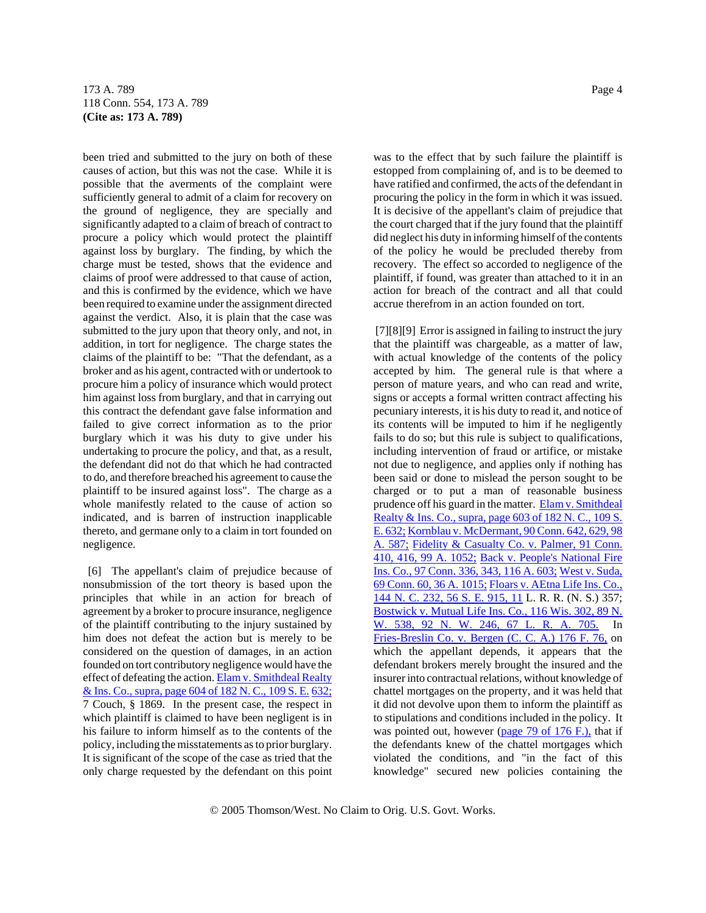been tried and submitted to the jury on both of these causes of action, but this was not the case. While it is possible that the averments of the complaint were sufficiently general to admit of a claim for recovery on the ground of negligence, they are specially and significantly adapted to a claim of breach of contract to procure a policy which would protect the plaintiff against loss by burglary. The finding, by which the charge must be tested, shows that the evidence and claims of proof were addressed to that cause of action, and this is confirmed by the evidence, which we have been required to examine under the assignment directed against the verdict. Also, it is plain that the case was submitted to the jury upon that theory only, and not, in addition, in tort for negligence. The charge states the claims of the plaintiff to be: "That the defendant, as a broker and as his agent, contracted with or undertook to procure him a policy of insurance which would protect him against loss from burglary, and that in carrying out this contract the defendant gave false information and failed to give correct information as to the prior burglary which it was his duty to give under his undertaking to procure the policy, and that, as a result, the defendant did not do that which he had contracted to do, and therefore breached his agreement to cause the plaintiff to be insured against loss". The charge as a whole manifestly related to the cause of action so indicated, and is barren of instruction inapplicable thereto, and germane only to a claim in tort founded on negligence.

[6] The appellant's claim of prejudice because of nonsubmission of the tort theory is based upon the principles that while in an action for breach of agreement by a broker to procure insurance, negligence of the plaintiff contributing to the injury sustained by him does not defeat the action but is merely to be considered on the question of damages, in an action founded on tort contributory negligence would have the effect of defeating the action. Elam v. Smithdeal Realty & Ins. Co., supra, page 604 of 182 N. C., 109 S. E. 632; 7 Couch, § 1869. In the present case, the respect in which plaintiff is claimed to have been negligent is in his failure to inform himself as to the contents of the policy, including the misstatements as to prior burglary. It is significant of the scope of the case as tried that the only charge requested by the defendant on this point was to the effect that by such failure the plaintiff is estopped from complaining of, and is to be deemed to have ratified and confirmed, the acts of the defendant in procuring the policy in the form in which it was issued. It is decisive of the appellant's claim of prejudice that the court charged that if the jury found that the plaintiff did neglect his duty in informing himself of the contents of the policy he would be precluded thereby from recovery. The effect so accorded to negligence of the plaintiff, if found, was greater than attached to it in an action for breach of the contract and all that could accrue therefrom in an action founded on tort.

[7][8][9] Error is assigned in failing to instruct the jury that the plaintiff was chargeable, as a matter of law, with actual knowledge of the contents of the policy accepted by him. The general rule is that where a person of mature years, and who can read and write, signs or accepts a formal written contract affecting his pecuniary interests, it is his duty to read it, and notice of its contents will be imputed to him if he negligently fails to do so; but this rule is subject to qualifications, including intervention of fraud or artifice, or mistake not due to negligence, and applies only if nothing has been said or done to mislead the person sought to be charged or to put a man of reasonable business prudence off his guard in the matter. Elam v. Smithdeal Realty & Ins. Co., supra, page 603 of 182 N. C., 109 S. E. 632; Kornblau v. McDermant, 90 Conn. 642, 629, 98 A. 587; Fidelity & Casualty Co. v. Palmer, 91 Conn. 410, 416, 99 A. 1052; Back v. People's National Fire Ins. Co., 97 Conn. 336, 343, 116 A. 603; West v. Suda, 69 Conn. 60, 36 A. 1015; Floars v. AEtna Life Ins. Co., 144 N. C. 232, 56 S. E. 915, 11 L. R. R. (N. S.) 357; Bostwick v. Mutual Life Ins. Co., 116 Wis. 302, 89 N. W. 538, 92 N. W. 246, 67 L. R. A. 705. In Fries-Breslin Co. v. Bergen (C. C. A.) 176 F. 76, on which the appellant depends, it appears that the defendant brokers merely brought the insured and the insurer into contractual relations, without knowledge of chattel mortgages on the property, and it was held that it did not devolve upon them to inform the plaintiff as to stipulations and conditions included in the policy. It was pointed out, however (page 79 of 176 F.), that if the defendants knew of the chattel mortgages which violated the conditions, and "in the fact of this knowledge" secured new policies containing the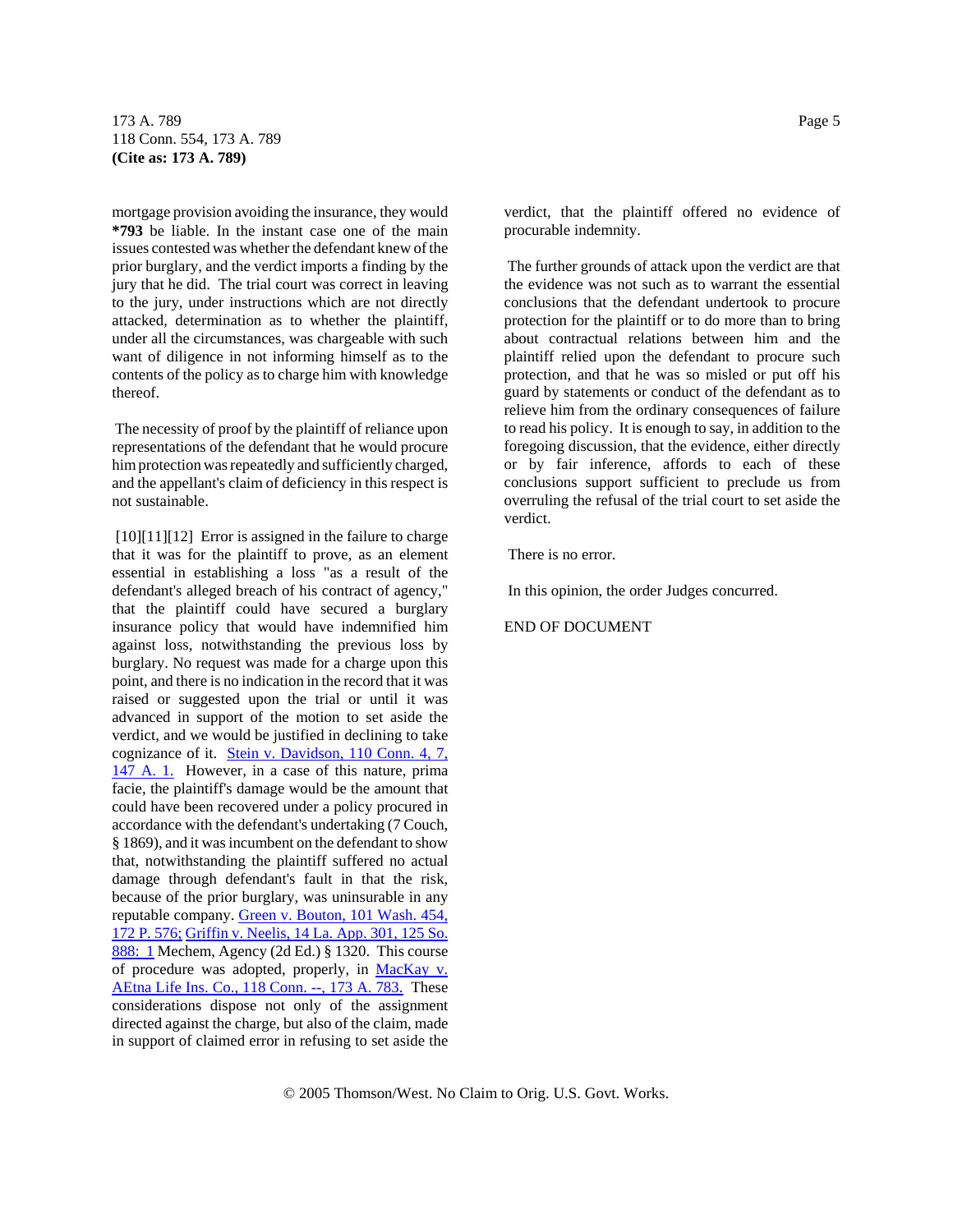mortgage provision avoiding the insurance, they would **\*793** be liable. In the instant case one of the main issues contested was whether the defendant knew of the prior burglary, and the verdict imports a finding by the jury that he did. The trial court was correct in leaving to the jury, under instructions which are not directly attacked, determination as to whether the plaintiff, under all the circumstances, was chargeable with such want of diligence in not informing himself as to the contents of the policy as to charge him with knowledge thereof.

The necessity of proof by the plaintiff of reliance upon representations of the defendant that he would procure him protection was repeatedly and sufficiently charged, and the appellant's claim of deficiency in this respect is not sustainable.

[10][11][12] Error is assigned in the failure to charge that it was for the plaintiff to prove, as an element essential in establishing a loss "as a result of the defendant's alleged breach of his contract of agency," that the plaintiff could have secured a burglary insurance policy that would have indemnified him against loss, notwithstanding the previous loss by burglary. No request was made for a charge upon this point, and there is no indication in the record that it was raised or suggested upon the trial or until it was advanced in support of the motion to set aside the verdict, and we would be justified in declining to take cognizance of it. Stein v. Davidson, 110 Conn. 4, 7, 147 A. 1. However, in a case of this nature, prima facie, the plaintiff's damage would be the amount that could have been recovered under a policy procured in accordance with the defendant's undertaking (7 Couch, § 1869), and it was incumbent on the defendant to show that, notwithstanding the plaintiff suffered no actual damage through defendant's fault in that the risk, because of the prior burglary, was uninsurable in any reputable company. Green v. Bouton, 101 Wash. 454, 172 P. 576; Griffin v. Neelis, 14 La. App. 301, 125 So. 888; 1 Mechem, Agency (2d Ed.) § 1320. This course of procedure was adopted, properly, in MacKay v. AEtna Life Ins. Co., 118 Conn. --, 173 A. 783. These considerations dispose not only of the assignment directed against the charge, but also of the claim, made in support of claimed error in refusing to set aside the verdict, that the plaintiff offered no evidence of procurable indemnity.

The further grounds of attack upon the verdict are that the evidence was not such as to warrant the essential conclusions that the defendant undertook to procure protection for the plaintiff or to do more than to bring about contractual relations between him and the plaintiff relied upon the defendant to procure such protection, and that he was so misled or put off his guard by statements or conduct of the defendant as to relieve him from the ordinary consequences of failure to read his policy. It is enough to say, in addition to the foregoing discussion, that the evidence, either directly or by fair inference, affords to each of these conclusions support sufficient to preclude us from overruling the refusal of the trial court to set aside the verdict.

There is no error.

In this opinion, the order Judges concurred.

END OF DOCUMENT